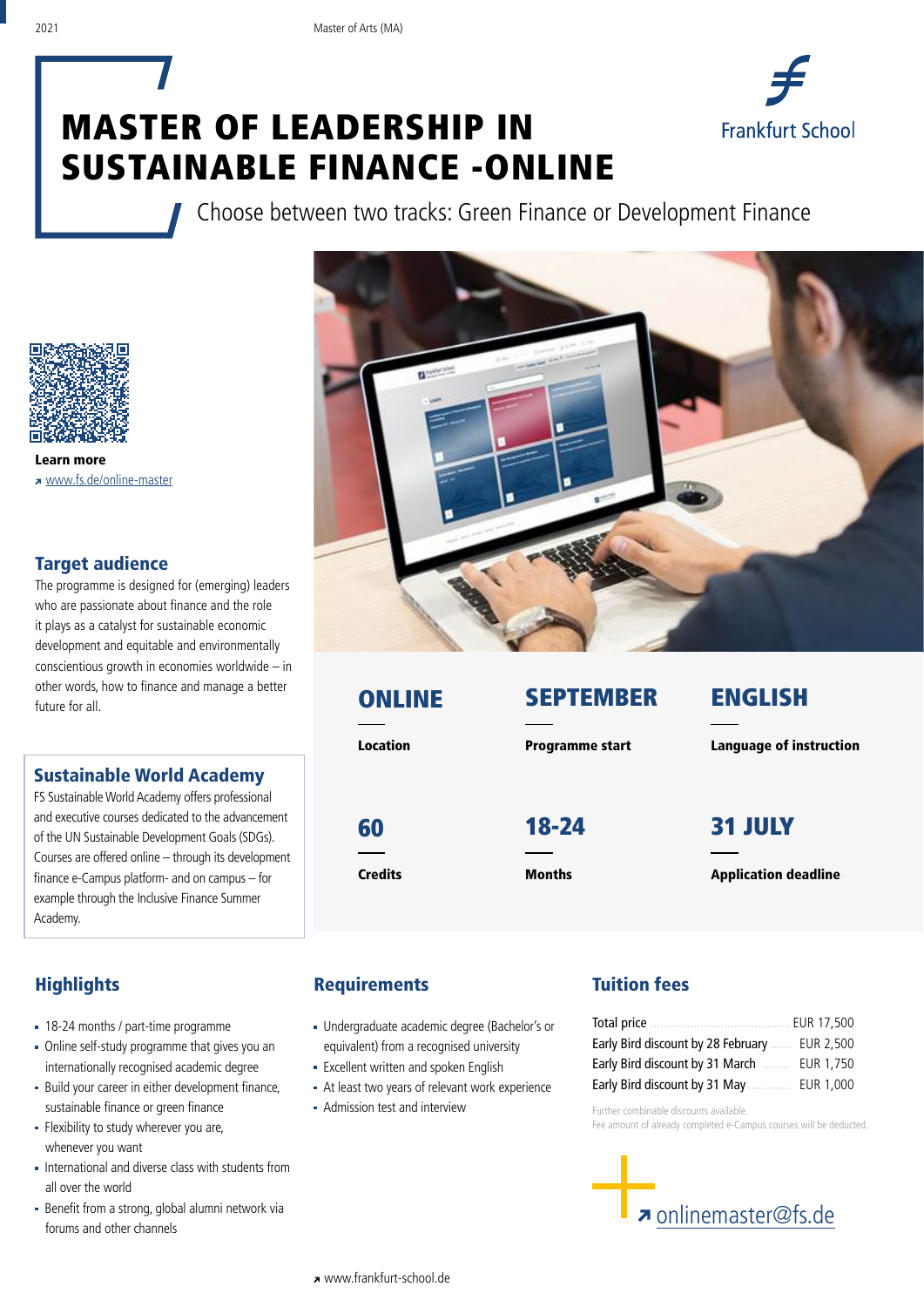# MASTER OF LEADERSHIP IN SUSTAINABLE FINANCE -ONLINE

Choose between two tracks: Green Finance or Development Finance

**Learn more**
↗ www.fs.de/online-master

## Target audience

The programme is designed for (emerging) leaders who are passionate about finance and the role it plays as a catalyst for sustainable economic development and equitable and environmentally conscientious growth in economies worldwide – in other words, how to finance and manage a better future for all.

## Sustainable World Academy

FS Sustainable World Academy offers professional and executive courses dedicated to the advancement of the UN Sustainable Development Goals (SDGs). Courses are offered online – through its development finance e-Campus platform- and on campus – for example through the Inclusive Finance Summer Academy.

| **ONLINE** | **SEPTEMBER** | **ENGLISH** |
|---|---|---|
| **Location** | **Programme start** | **Language of instruction** |
| **60** | **18-24** | **31 JULY** |
| **Credits** | **Months** | **Application deadline** |

## Highlights

- 18-24 months / part-time programme
- Online self-study programme that gives you an internationally recognised academic degree
- Build your career in either development finance, sustainable finance or green finance
- Flexibility to study wherever you are, whenever you want
- International and diverse class with students from all over the world
- Benefit from a strong, global alumni network via forums and other channels

## Requirements

- Undergraduate academic degree (Bachelor's or equivalent) from a recognised university
- Excellent written and spoken English
- At least two years of relevant work experience
- Admission test and interview

## Tuition fees

| | |
|---|---|
| Total price | EUR 17,500 |
| Early Bird discount by 28 February | EUR 2,500 |
| Early Bird discount by 31 March | EUR 1,750 |
| Early Bird discount by 31 May | EUR 1,000 |

Further combinable discounts available.
Fee amount of already completed e-Campus courses will be deducted.

↗ onlinemaster@fs.de

↗ www.frankfurt-school.de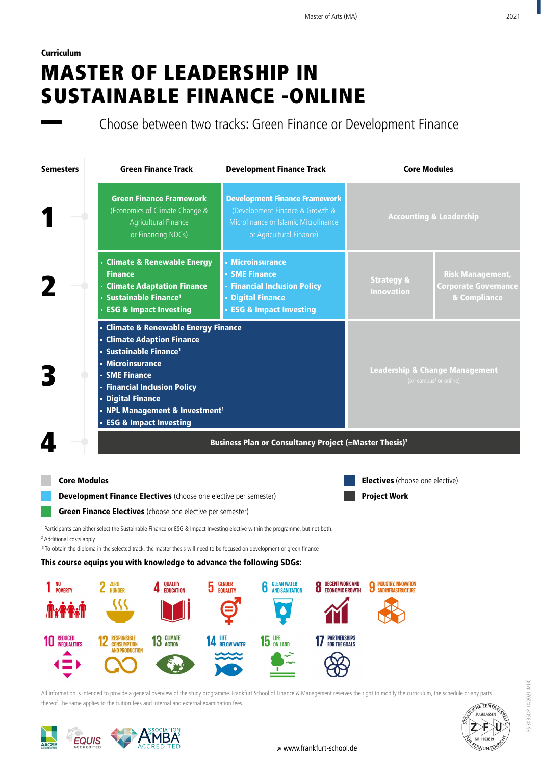Curriculum

# MASTER OF LEADERSHIP IN SUSTAINABLE FINANCE -ONLINE

Choose between two tracks: Green Finance or Development Finance

| Semesters | Green Finance Track | Development Finance Track | Core Modules | |
|---|---|---|---|---|
| 1 | **Green Finance Framework** (Economics of Climate Change & Agricultural Finance or Financing NDCs) | **Development Finance Framework** (Development Finance & Growth & Microfinance or Islamic Microfinance or Agricultural Finance) | Accounting & Leadership | |
| 2 | ▪ Climate & Renewable Energy Finance ▪ Climate Adaptation Finance ▪ Sustainable Finance[1] ▪ ESG & Impact Investing | ▪ Microinsurance ▪ SME Finance ▪ Financial Inclusion Policy ▪ Digital Finance ▪ ESG & Impact Investing | Strategy & Innovation | Risk Management, Corporate Governance & Compliance |
| 3 | ▪ Climate & Renewable Energy Finance ▪ Climate Adaption Finance ▪ Sustainable Finance[1] ▪ Microinsurance ▪ SME Finance ▪ Financial Inclusion Policy ▪ Digital Finance ▪ NPL Management & Investment[1] ▪ ESG & Impact Investing | | Leadership & Change Management (on campus[2] or online) | |
| 4 | Business Plan or Consultancy Project (=Master Thesis)[3] | | | |

- **Core Modules**
- **Development Finance Electives** (choose one elective per semester)
- **Green Finance Electives** (choose one elective per semester)
- **Electives** (choose one elective)
- **Project Work**

[1] Participants can either select the Sustainable Finance or ESG & Impact Investing elective within the programme, but not both.
[2] Additional costs apply
[3] To obtain the diploma in the selected track, the master thesis will need to be focused on development or green finance

**This course equips you with knowledge to advance the following SDGs:**

1 NO POVERTY
2 ZERO HUNGER
4 QUALITY EDUCATION
5 GENDER EQUALITY
6 CLEAN WATER AND SANITATION
8 DECENT WORK AND ECONOMIC GROWTH
9 INDUSTRY, INNOVATION AND INFRASTRUCTURE
10 REDUCED INEQUALITIES
12 RESPONSIBLE CONSUMPTION AND PRODUCTION
13 CLIMATE ACTION
14 LIFE BELOW WATER
15 LIFE ON LAND
17 PARTNERSHIPS FOR THE GOALS

All information is intended to provide a general overview of the study programme. Frankfurt School of Finance & Management reserves the right to modify the curriculum, the schedule or any parts thereof. The same applies to the tuition fees and internal and external examination fees.

www.frankfurt-school.de